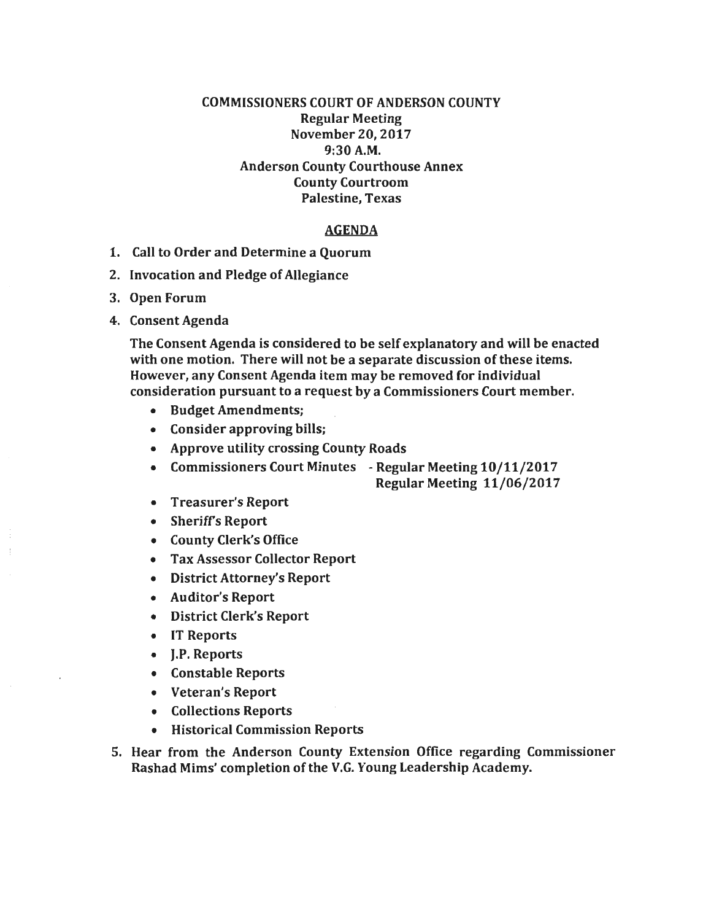# COMMISSIONERS COURT OF ANDERSON COUNTY

**Regular Meeting**
**November 20, 2017**
**9:30 A.M.**
**Anderson County Courthouse Annex**
**County Courtroom**
**Palestine, Texas**

## AGENDA

1. **Call to Order and Determine a Quorum**
2. **Invocation and Pledge of Allegiance**
3. **Open Forum**
4. **Consent Agenda**

   **The Consent Agenda is considered to be self explanatory and will be enacted with one motion. There will not be a separate discussion of these items. However, any Consent Agenda item may be removed for individual consideration pursuant to a request by a Commissioners Court member.**

   - **Budget Amendments;**
   - **Consider approving bills;**
   - **Approve utility crossing County Roads**
   - **Commissioners Court Minutes - Regular Meeting 10/11/2017**
     **Regular Meeting 11/06/2017**
   - **Treasurer's Report**
   - **Sheriff's Report**
   - **County Clerk's Office**
   - **Tax Assessor Collector Report**
   - **District Attorney's Report**
   - **Auditor's Report**
   - **District Clerk's Report**
   - **IT Reports**
   - **J.P. Reports**
   - **Constable Reports**
   - **Veteran's Report**
   - **Collections Reports**
   - **Historical Commission Reports**

5. **Hear from the Anderson County Extension Office regarding Commissioner Rashad Mims' completion of the V.G. Young Leadership Academy.**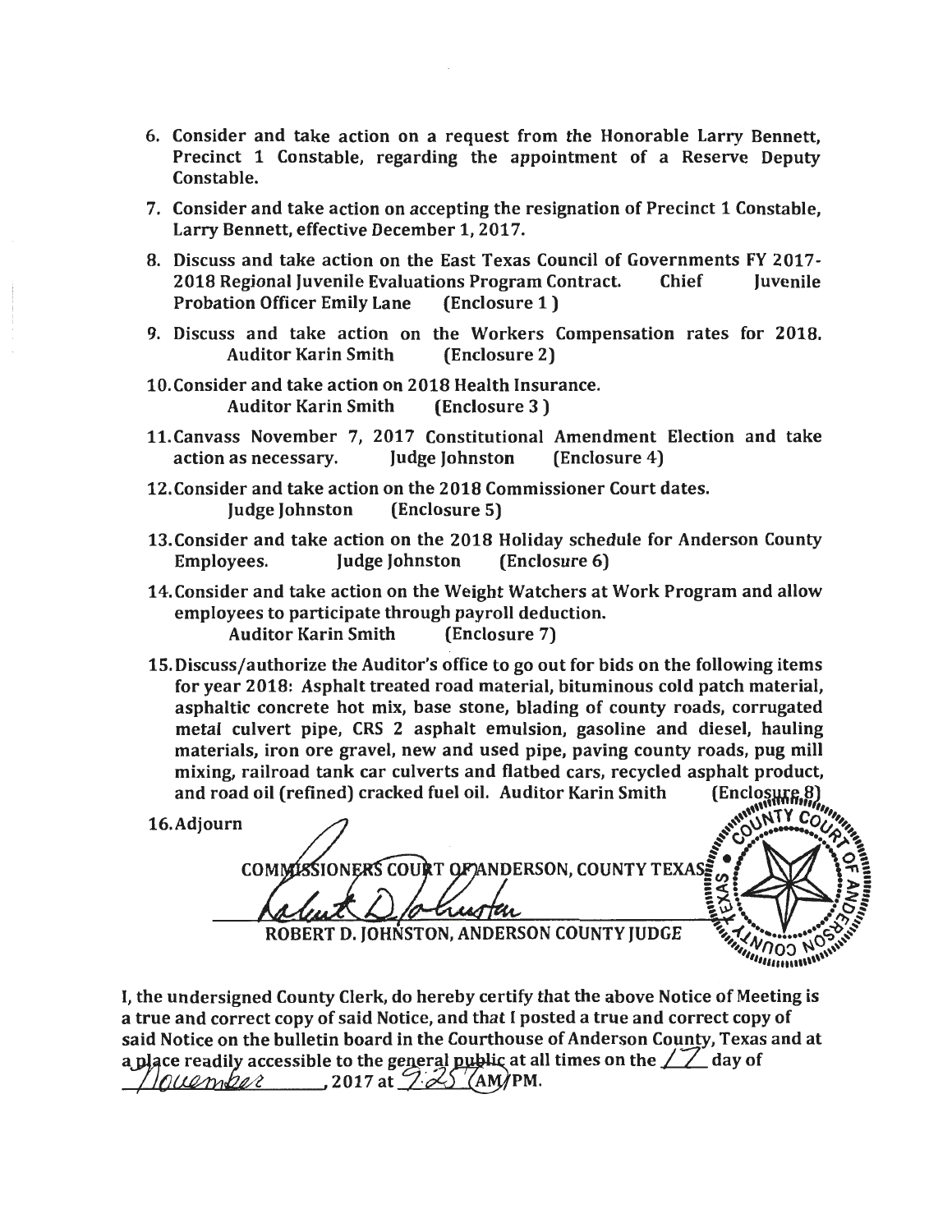6. Consider and take action on a request from the Honorable Larry Bennett, Precinct 1 Constable, regarding the appointment of a Reserve Deputy Constable.

7. Consider and take action on accepting the resignation of Precinct 1 Constable, Larry Bennett, effective December 1, 2017.

8. Discuss and take action on the East Texas Council of Governments FY 2017-2018 Regional Juvenile Evaluations Program Contract. Chief Juvenile Probation Officer Emily Lane (Enclosure 1)

9. Discuss and take action on the Workers Compensation rates for 2018. Auditor Karin Smith (Enclosure 2)

10. Consider and take action on 2018 Health Insurance. Auditor Karin Smith (Enclosure 3)

11. Canvass November 7, 2017 Constitutional Amendment Election and take action as necessary. Judge Johnston (Enclosure 4)

12. Consider and take action on the 2018 Commissioner Court dates. Judge Johnston (Enclosure 5)

13. Consider and take action on the 2018 Holiday schedule for Anderson County Employees. Judge Johnston (Enclosure 6)

14. Consider and take action on the Weight Watchers at Work Program and allow employees to participate through payroll deduction. Auditor Karin Smith (Enclosure 7)

15. Discuss/authorize the Auditor's office to go out for bids on the following items for year 2018: Asphalt treated road material, bituminous cold patch material, asphaltic concrete hot mix, base stone, blading of county roads, corrugated metal culvert pipe, CRS 2 asphalt emulsion, gasoline and diesel, hauling materials, iron ore gravel, new and used pipe, paving county roads, pug mill mixing, railroad tank car culverts and flatbed cars, recycled asphalt product, and road oil (refined) cracked fuel oil. Auditor Karin Smith (Enclosure 8)

16. Adjourn

COMMISSIONERS COURT OF ANDERSON, COUNTY TEXAS

Robert D. Johnston

ROBERT D. JOHNSTON, ANDERSON COUNTY JUDGE

I, the undersigned County Clerk, do hereby certify that the above Notice of Meeting is a true and correct copy of said Notice, and that I posted a true and correct copy of said Notice on the bulletin board in the Courthouse of Anderson County, Texas and at a place readily accessible to the general public at all times on the 17 day of November, 2017 at 9:25 AM/PM.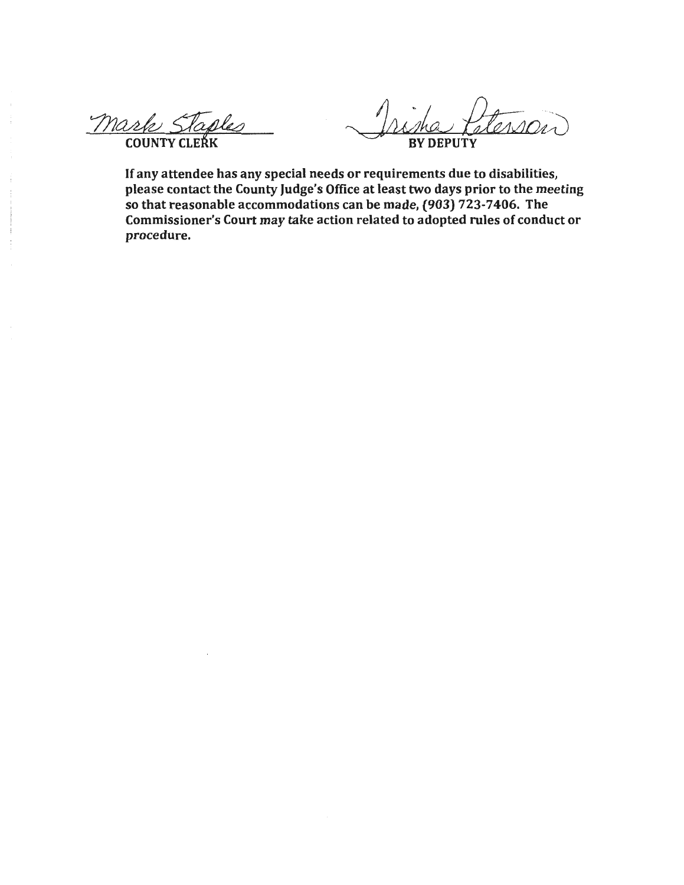Mark Staples

**COUNTY CLERK**

Trisha Peterson

**BY DEPUTY**

**If any attendee has any special needs or requirements due to disabilities, please contact the County Judge's Office at least two days prior to the meeting so that reasonable accommodations can be made, (903) 723-7406. The Commissioner's Court may take action related to adopted rules of conduct or procedure.**